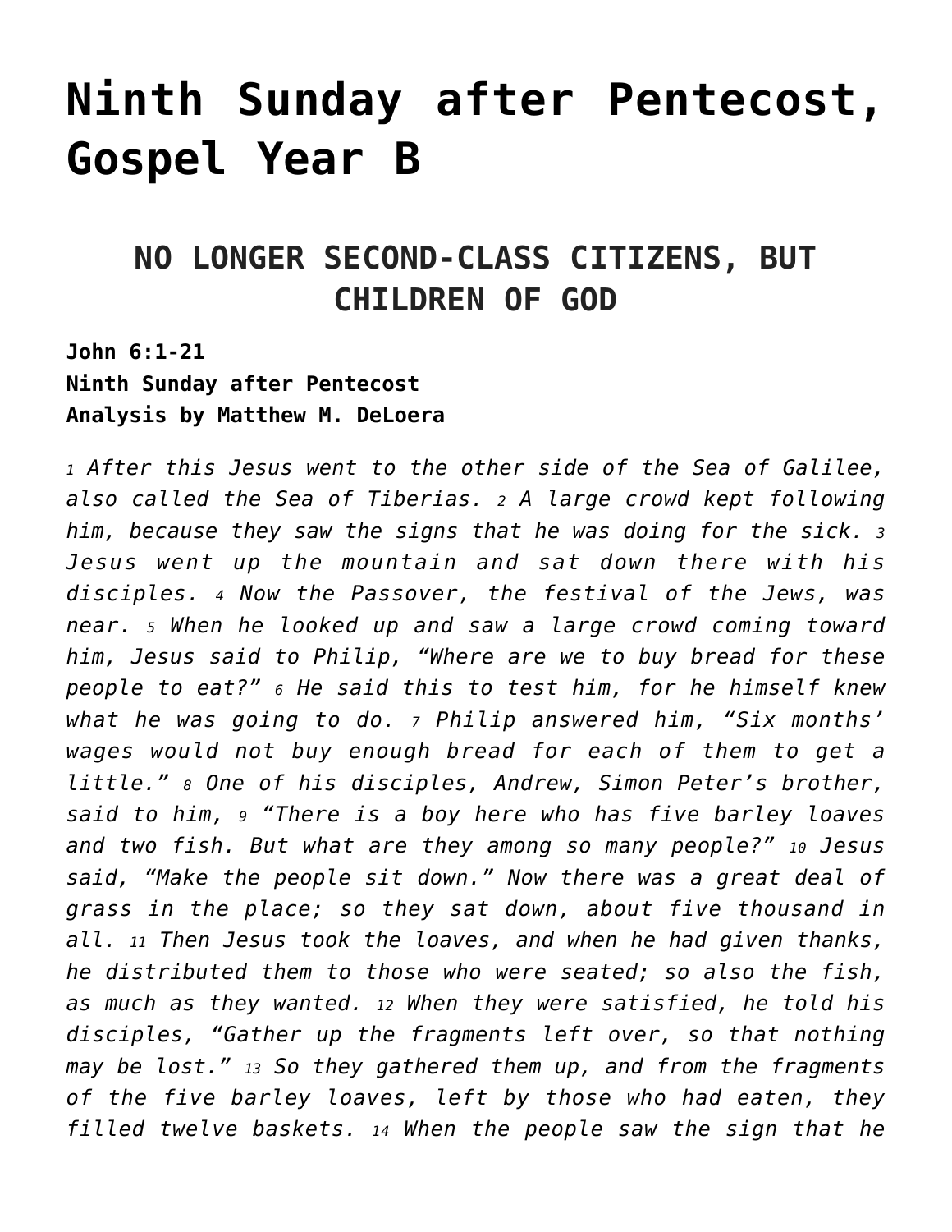# Ninth Sunday after Pentecost, Gospel Year B

## NO LONGER SECOND-CLASS CITIZENS, BUT CHILDREN OF GOD

**John 6:1-21**
**Ninth Sunday after Pentecost**
**Analysis by Matthew M. DeLoera**

*1 After this Jesus went to the other side of the Sea of Galilee, also called the Sea of Tiberias. 2 A large crowd kept following him, because they saw the signs that he was doing for the sick. 3 Jesus went up the mountain and sat down there with his disciples. 4 Now the Passover, the festival of the Jews, was near. 5 When he looked up and saw a large crowd coming toward him, Jesus said to Philip, "Where are we to buy bread for these people to eat?" 6 He said this to test him, for he himself knew what he was going to do. 7 Philip answered him, "Six months' wages would not buy enough bread for each of them to get a little." 8 One of his disciples, Andrew, Simon Peter's brother, said to him, 9 "There is a boy here who has five barley loaves and two fish. But what are they among so many people?" 10 Jesus said, "Make the people sit down." Now there was a great deal of grass in the place; so they sat down, about five thousand in all. 11 Then Jesus took the loaves, and when he had given thanks, he distributed them to those who were seated; so also the fish, as much as they wanted. 12 When they were satisfied, he told his disciples, "Gather up the fragments left over, so that nothing may be lost." 13 So they gathered them up, and from the fragments of the five barley loaves, left by those who had eaten, they filled twelve baskets. 14 When the people saw the sign that he*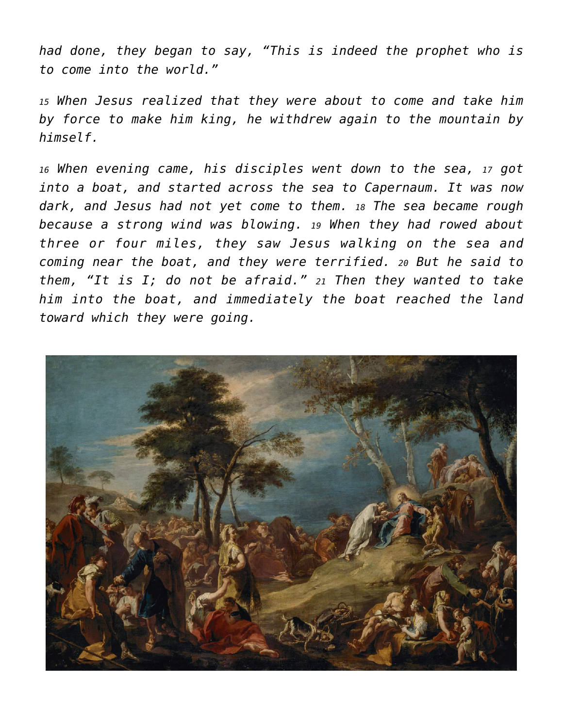*had done, they began to say, “This is indeed the prophet who is to come into the world.”*

*15 When Jesus realized that they were about to come and take him by force to make him king, he withdrew again to the mountain by himself.*

*16 When evening came, his disciples went down to the sea, 17 got into a boat, and started across the sea to Capernaum. It was now dark, and Jesus had not yet come to them. 18 The sea became rough because a strong wind was blowing. 19 When they had rowed about three or four miles, they saw Jesus walking on the sea and coming near the boat, and they were terrified. 20 But he said to them, “It is I; do not be afraid.” 21 Then they wanted to take him into the boat, and immediately the boat reached the land toward which they were going.*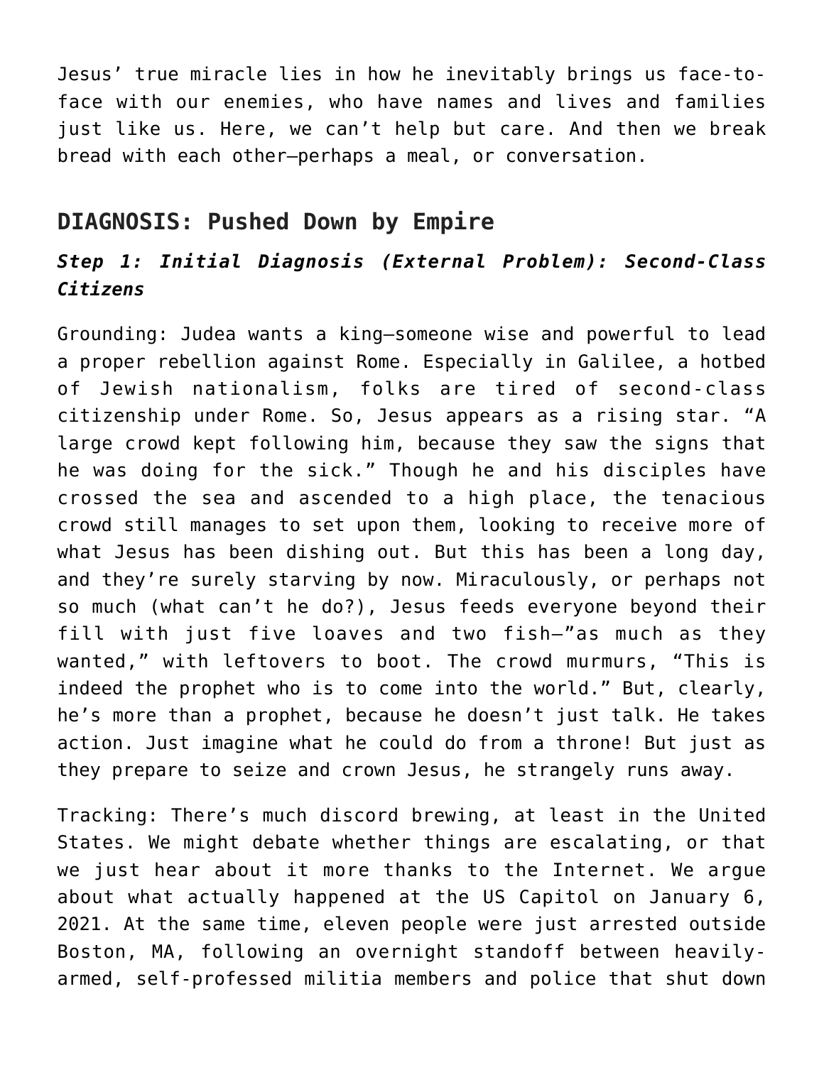Jesus' true miracle lies in how he inevitably brings us face-to-face with our enemies, who have names and lives and families just like us. Here, we can't help but care. And then we break bread with each other—perhaps a meal, or conversation.

## DIAGNOSIS: Pushed Down by Empire

### *Step 1: Initial Diagnosis (External Problem): Second-Class Citizens*

Grounding: Judea wants a king—someone wise and powerful to lead a proper rebellion against Rome. Especially in Galilee, a hotbed of Jewish nationalism, folks are tired of second-class citizenship under Rome. So, Jesus appears as a rising star. "A large crowd kept following him, because they saw the signs that he was doing for the sick." Though he and his disciples have crossed the sea and ascended to a high place, the tenacious crowd still manages to set upon them, looking to receive more of what Jesus has been dishing out. But this has been a long day, and they're surely starving by now. Miraculously, or perhaps not so much (what can't he do?), Jesus feeds everyone beyond their fill with just five loaves and two fish—"as much as they wanted," with leftovers to boot. The crowd murmurs, "This is indeed the prophet who is to come into the world." But, clearly, he's more than a prophet, because he doesn't just talk. He takes action. Just imagine what he could do from a throne! But just as they prepare to seize and crown Jesus, he strangely runs away.

Tracking: There's much discord brewing, at least in the United States. We might debate whether things are escalating, or that we just hear about it more thanks to the Internet. We argue about what actually happened at the US Capitol on January 6, 2021. At the same time, eleven people were just arrested outside Boston, MA, following an overnight standoff between heavily-armed, self-professed militia members and police that shut down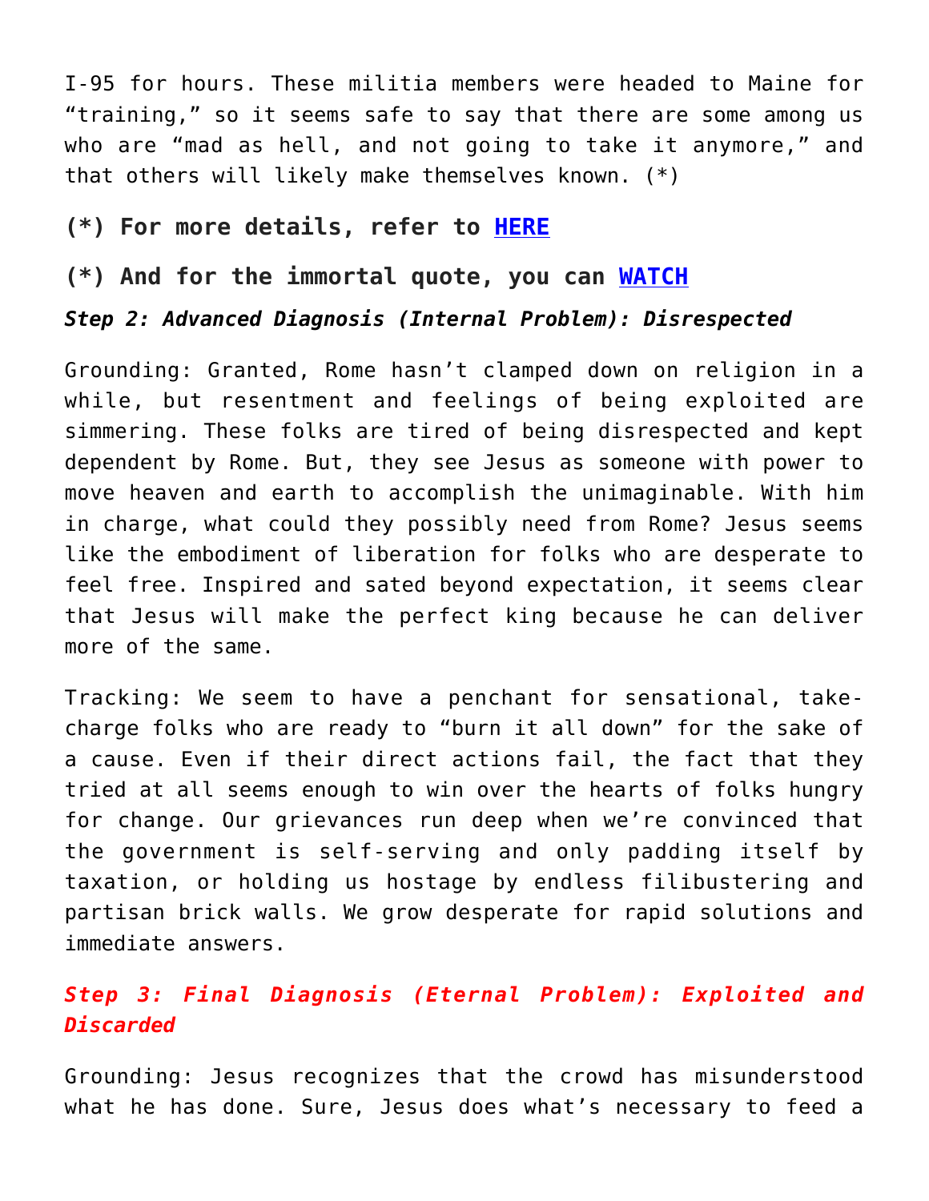I-95 for hours. These militia members were headed to Maine for "training," so it seems safe to say that there are some among us who are "mad as hell, and not going to take it anymore," and that others will likely make themselves known. (*)

**(*) For more details, refer to [HERE]**

**(*) And for the immortal quote, you can [WATCH]**

***Step 2: Advanced Diagnosis (Internal Problem): Disrespected***

Grounding: Granted, Rome hasn't clamped down on religion in a while, but resentment and feelings of being exploited are simmering. These folks are tired of being disrespected and kept dependent by Rome. But, they see Jesus as someone with power to move heaven and earth to accomplish the unimaginable. With him in charge, what could they possibly need from Rome? Jesus seems like the embodiment of liberation for folks who are desperate to feel free. Inspired and sated beyond expectation, it seems clear that Jesus will make the perfect king because he can deliver more of the same.

Tracking: We seem to have a penchant for sensational, take-charge folks who are ready to "burn it all down" for the sake of a cause. Even if their direct actions fail, the fact that they tried at all seems enough to win over the hearts of folks hungry for change. Our grievances run deep when we're convinced that the government is self-serving and only padding itself by taxation, or holding us hostage by endless filibustering and partisan brick walls. We grow desperate for rapid solutions and immediate answers.

### *Step 3: Final Diagnosis (Eternal Problem): Exploited and Discarded*

Grounding: Jesus recognizes that the crowd has misunderstood what he has done. Sure, Jesus does what's necessary to feed a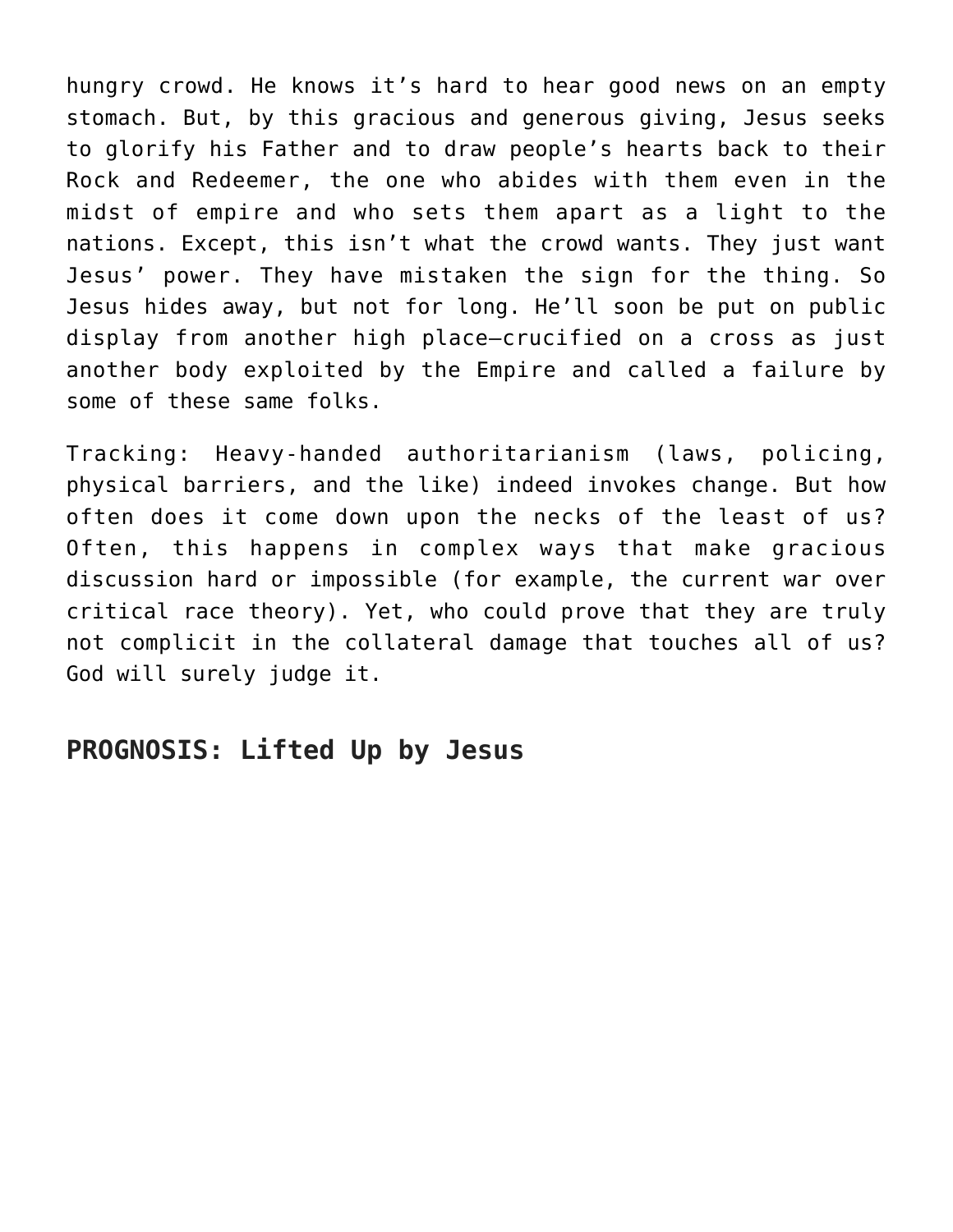hungry crowd. He knows it's hard to hear good news on an empty stomach. But, by this gracious and generous giving, Jesus seeks to glorify his Father and to draw people's hearts back to their Rock and Redeemer, the one who abides with them even in the midst of empire and who sets them apart as a light to the nations. Except, this isn't what the crowd wants. They just want Jesus' power. They have mistaken the sign for the thing. So Jesus hides away, but not for long. He'll soon be put on public display from another high place—crucified on a cross as just another body exploited by the Empire and called a failure by some of these same folks.

Tracking: Heavy-handed authoritarianism (laws, policing, physical barriers, and the like) indeed invokes change. But how often does it come down upon the necks of the least of us? Often, this happens in complex ways that make gracious discussion hard or impossible (for example, the current war over critical race theory). Yet, who could prove that they are truly not complicit in the collateral damage that touches all of us? God will surely judge it.

## PROGNOSIS: Lifted Up by Jesus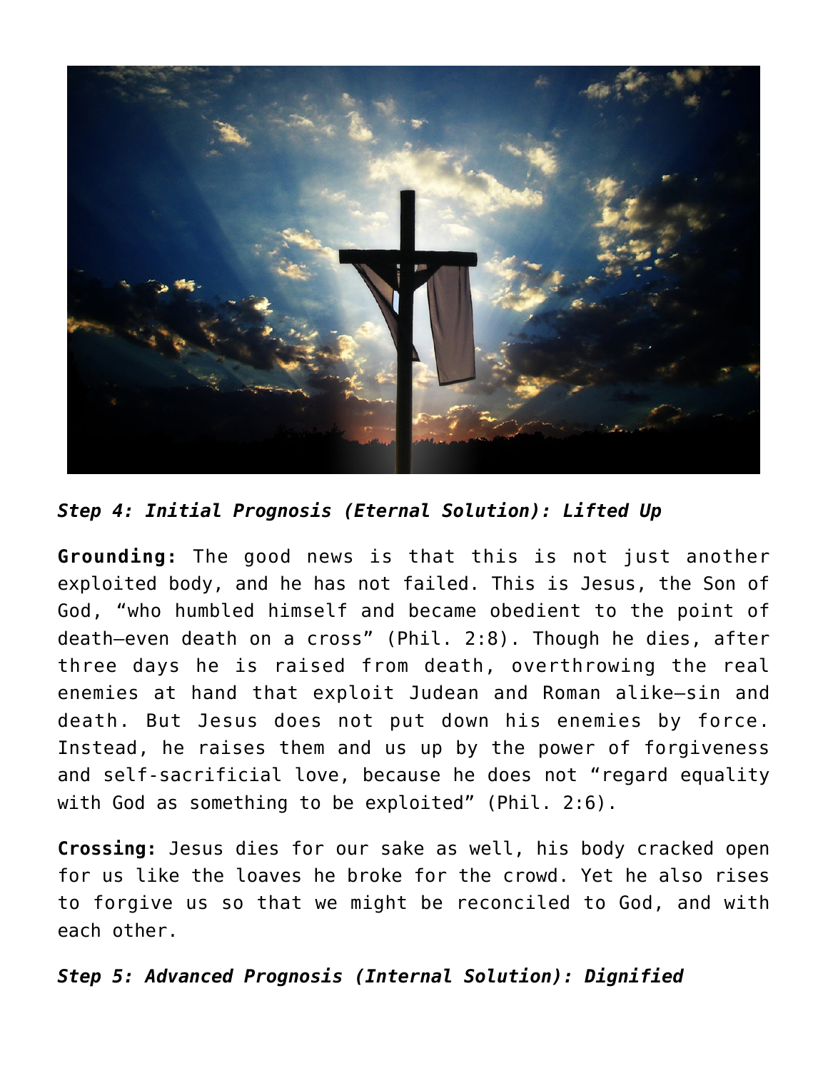***Step 4: Initial Prognosis (Eternal Solution): Lifted Up***

**Grounding:** The good news is that this is not just another exploited body, and he has not failed. This is Jesus, the Son of God, "who humbled himself and became obedient to the point of death—even death on a cross" (Phil. 2:8). Though he dies, after three days he is raised from death, overthrowing the real enemies at hand that exploit Judean and Roman alike—sin and death. But Jesus does not put down his enemies by force. Instead, he raises them and us up by the power of forgiveness and self-sacrificial love, because he does not "regard equality with God as something to be exploited" (Phil. 2:6).

**Crossing:** Jesus dies for our sake as well, his body cracked open for us like the loaves he broke for the crowd. Yet he also rises to forgive us so that we might be reconciled to God, and with each other.

***Step 5: Advanced Prognosis (Internal Solution): Dignified***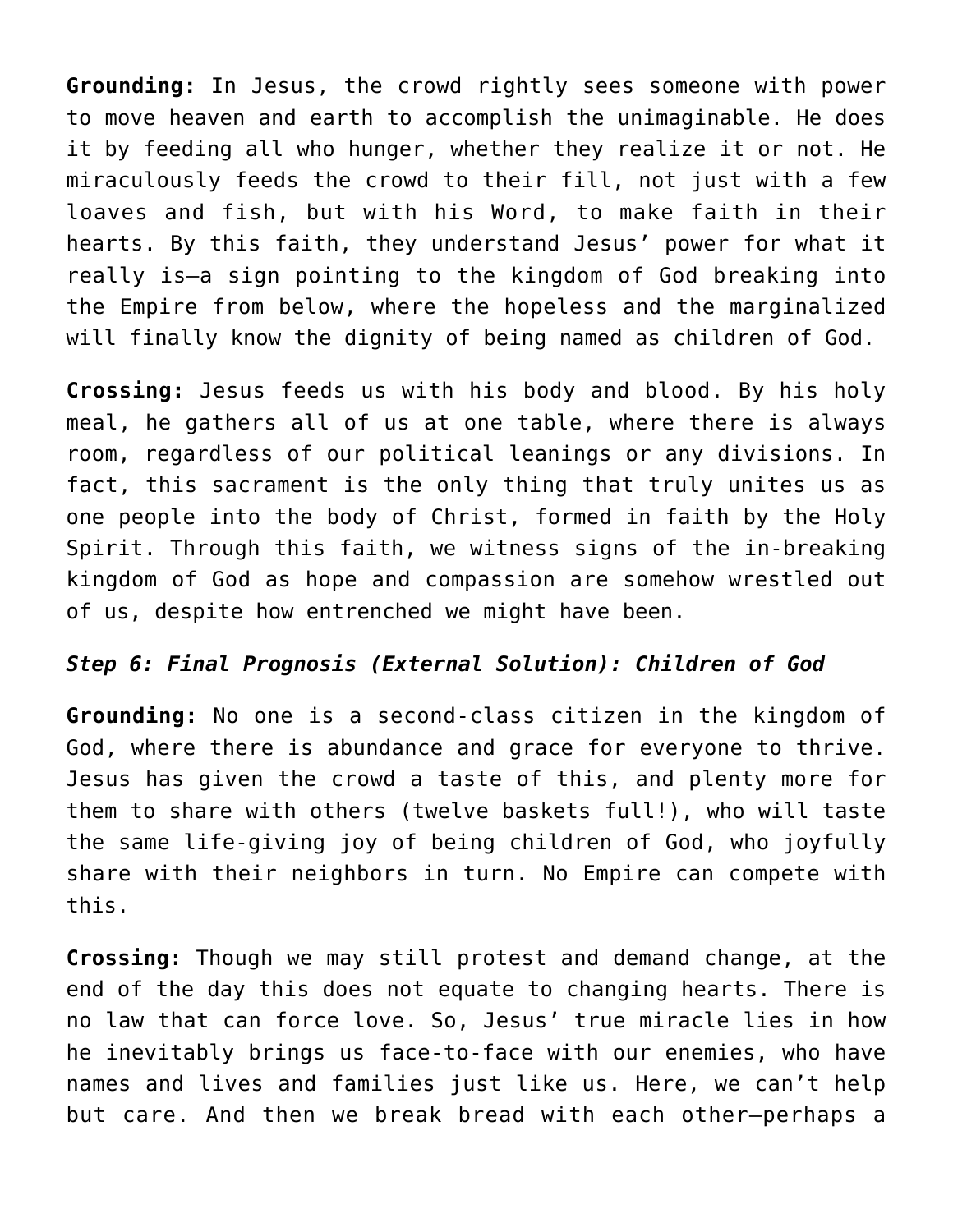**Grounding:** In Jesus, the crowd rightly sees someone with power to move heaven and earth to accomplish the unimaginable. He does it by feeding all who hunger, whether they realize it or not. He miraculously feeds the crowd to their fill, not just with a few loaves and fish, but with his Word, to make faith in their hearts. By this faith, they understand Jesus' power for what it really is—a sign pointing to the kingdom of God breaking into the Empire from below, where the hopeless and the marginalized will finally know the dignity of being named as children of God.

**Crossing:** Jesus feeds us with his body and blood. By his holy meal, he gathers all of us at one table, where there is always room, regardless of our political leanings or any divisions. In fact, this sacrament is the only thing that truly unites us as one people into the body of Christ, formed in faith by the Holy Spirit. Through this faith, we witness signs of the in-breaking kingdom of God as hope and compassion are somehow wrestled out of us, despite how entrenched we might have been.

***Step 6: Final Prognosis (External Solution): Children of God***

**Grounding:** No one is a second-class citizen in the kingdom of God, where there is abundance and grace for everyone to thrive. Jesus has given the crowd a taste of this, and plenty more for them to share with others (twelve baskets full!), who will taste the same life-giving joy of being children of God, who joyfully share with their neighbors in turn. No Empire can compete with this.

**Crossing:** Though we may still protest and demand change, at the end of the day this does not equate to changing hearts. There is no law that can force love. So, Jesus' true miracle lies in how he inevitably brings us face-to-face with our enemies, who have names and lives and families just like us. Here, we can't help but care. And then we break bread with each other—perhaps a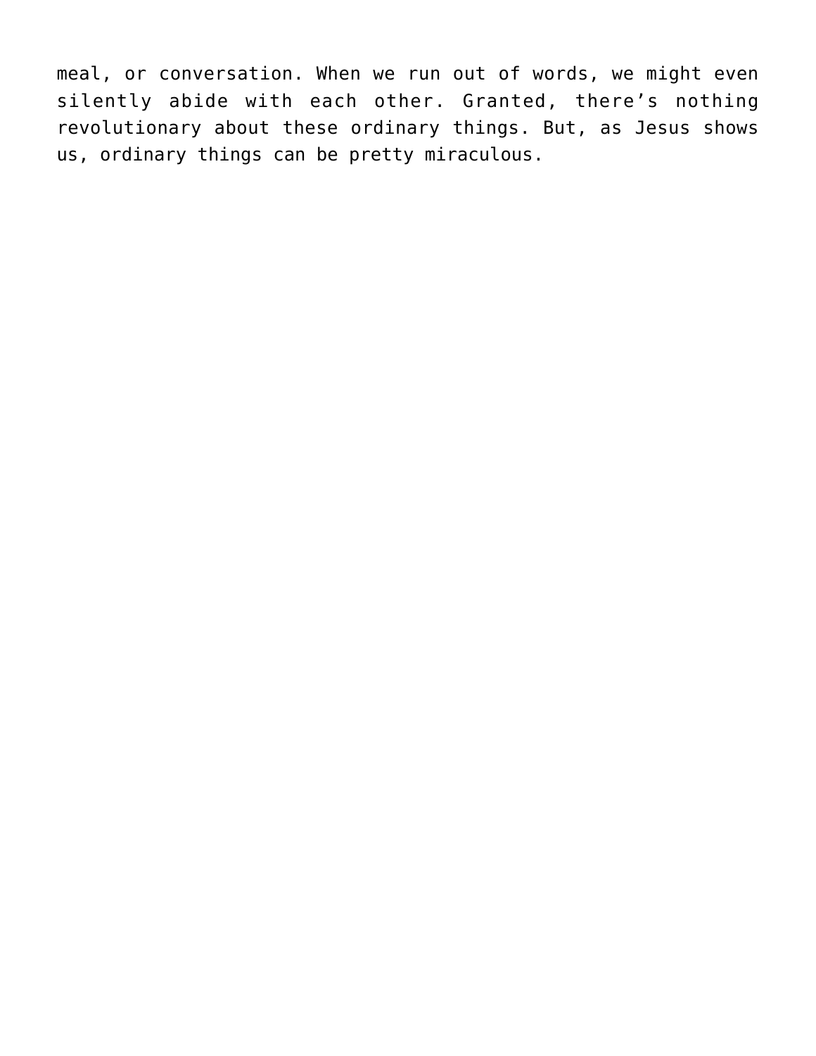meal, or conversation. When we run out of words, we might even silently abide with each other. Granted, there’s nothing revolutionary about these ordinary things. But, as Jesus shows us, ordinary things can be pretty miraculous.